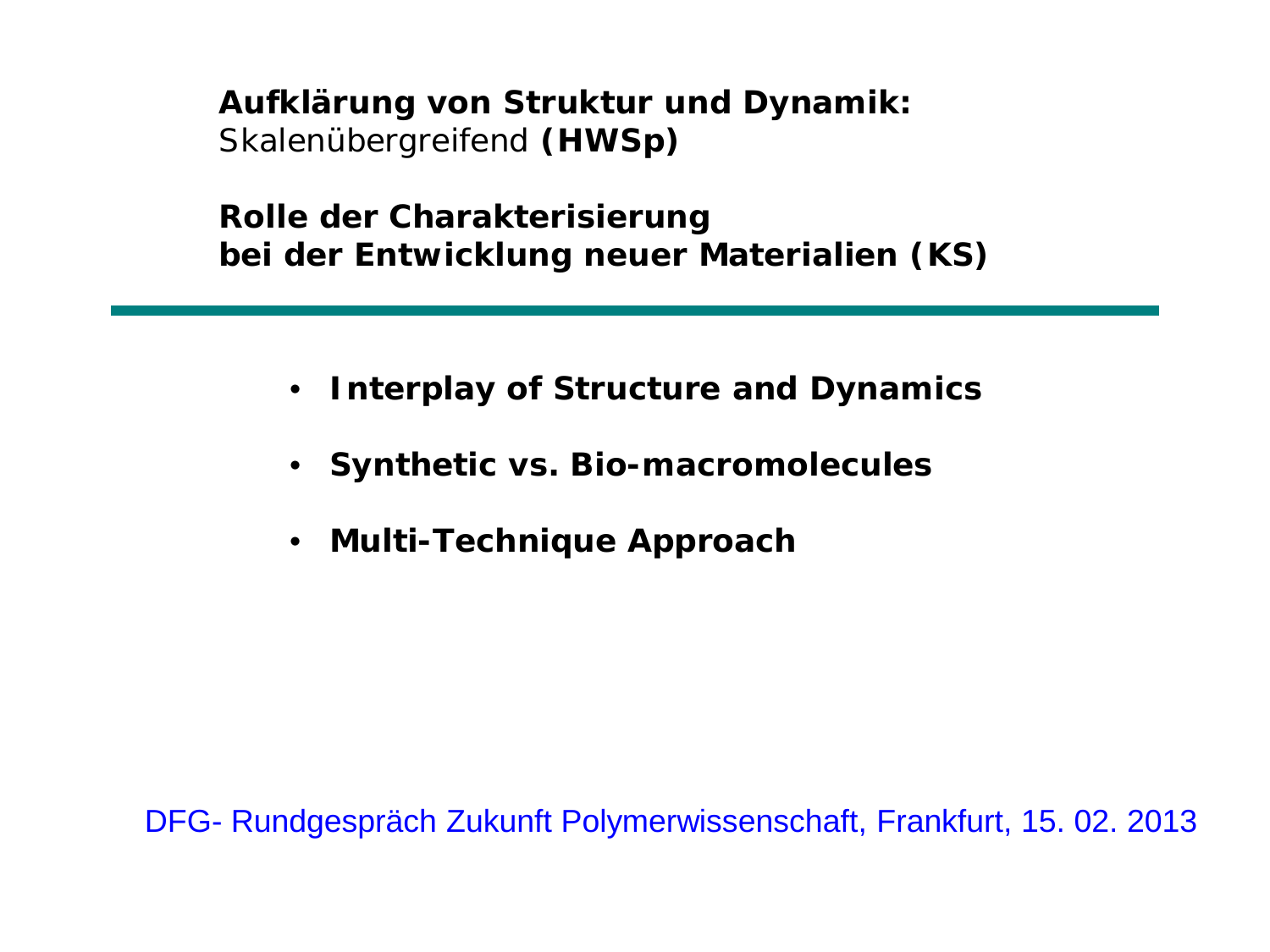**Aufklärung von Struktur und Dynamik:**
Skalenübergreifend **(HWSp)**

**Rolle der Charakterisierung**
**bei der Entwicklung neuer Materialien (KS)**

---

- **Interplay of Structure and Dynamics**
- **Synthetic vs. Bio-macromolecules**
- **Multi-Technique Approach**

DFG- Rundgespräch Zukunft Polymerwissenschaft, Frankfurt, 15. 02. 2013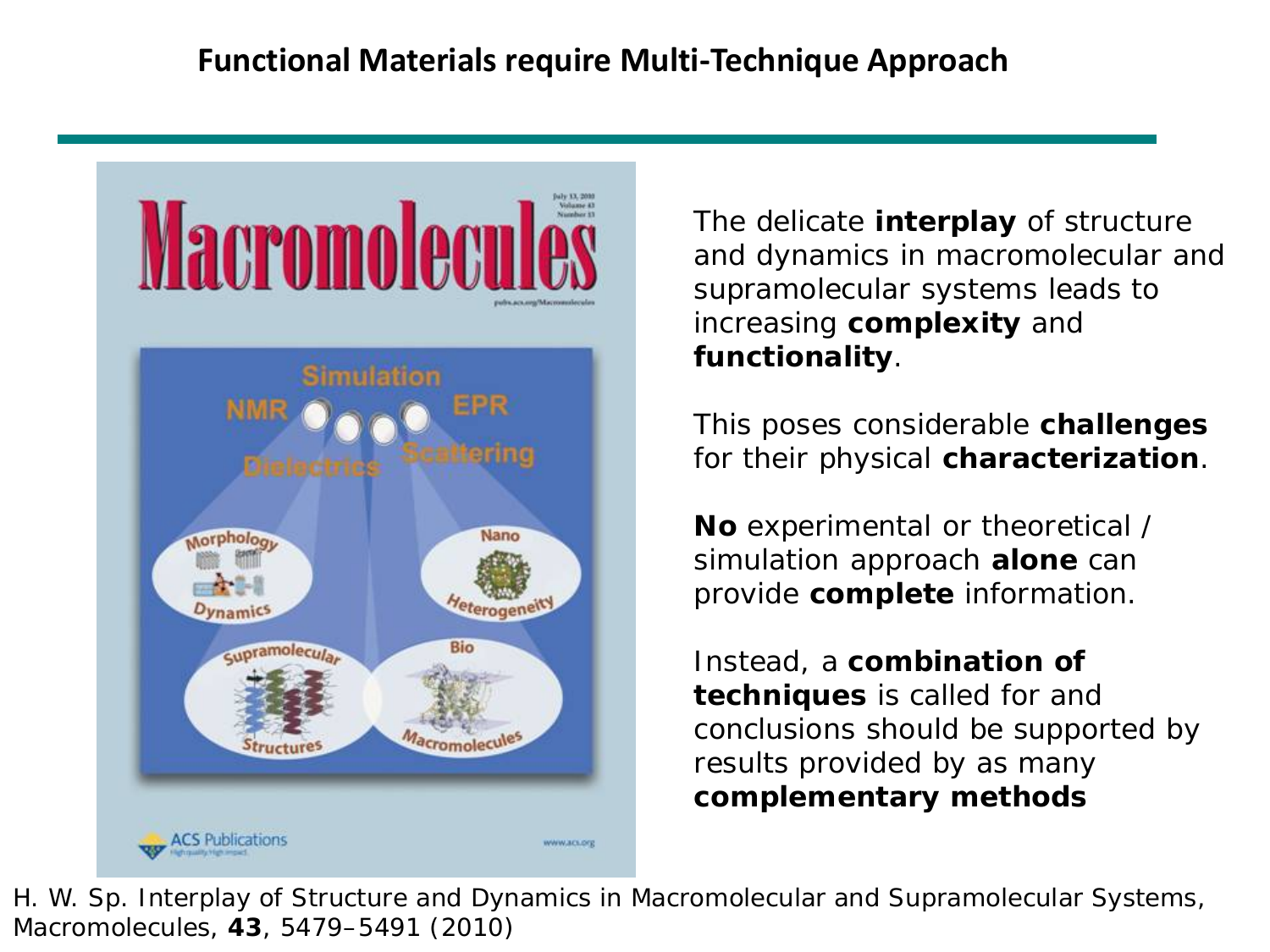# Functional Materials require Multi-Technique Approach

The delicate **interplay** of structure and dynamics in macromolecular and supramolecular systems leads to increasing **complexity** and **functionality**.

This poses considerable **challenges** for their physical **characterization**.

**No** experimental or theoretical / simulation approach **alone** can provide **complete** information.

Instead, a **combination of techniques** is called for and conclusions should be supported by results provided by as many **complementary methods**

H. W. Sp. Interplay of Structure and Dynamics in Macromolecular and Supramolecular Systems, Macromolecules, **43**, 5479–5491 (2010)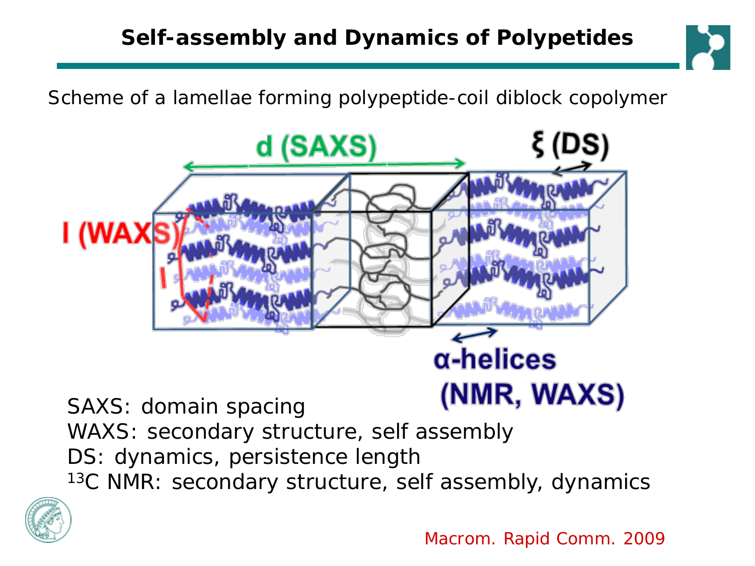# Self-assembly and Dynamics of Polypetides

Scheme of a lamellae forming polypeptide-coil diblock copolymer

d (SAXS)

ξ (DS)

l (WAXS)

l

α-helices (NMR, WAXS)

SAXS: domain spacing

WAXS: secondary structure, self assembly

DS: dynamics, persistence length

$^{13}$C NMR: secondary structure, self assembly, dynamics

Macrom. Rapid Comm. 2009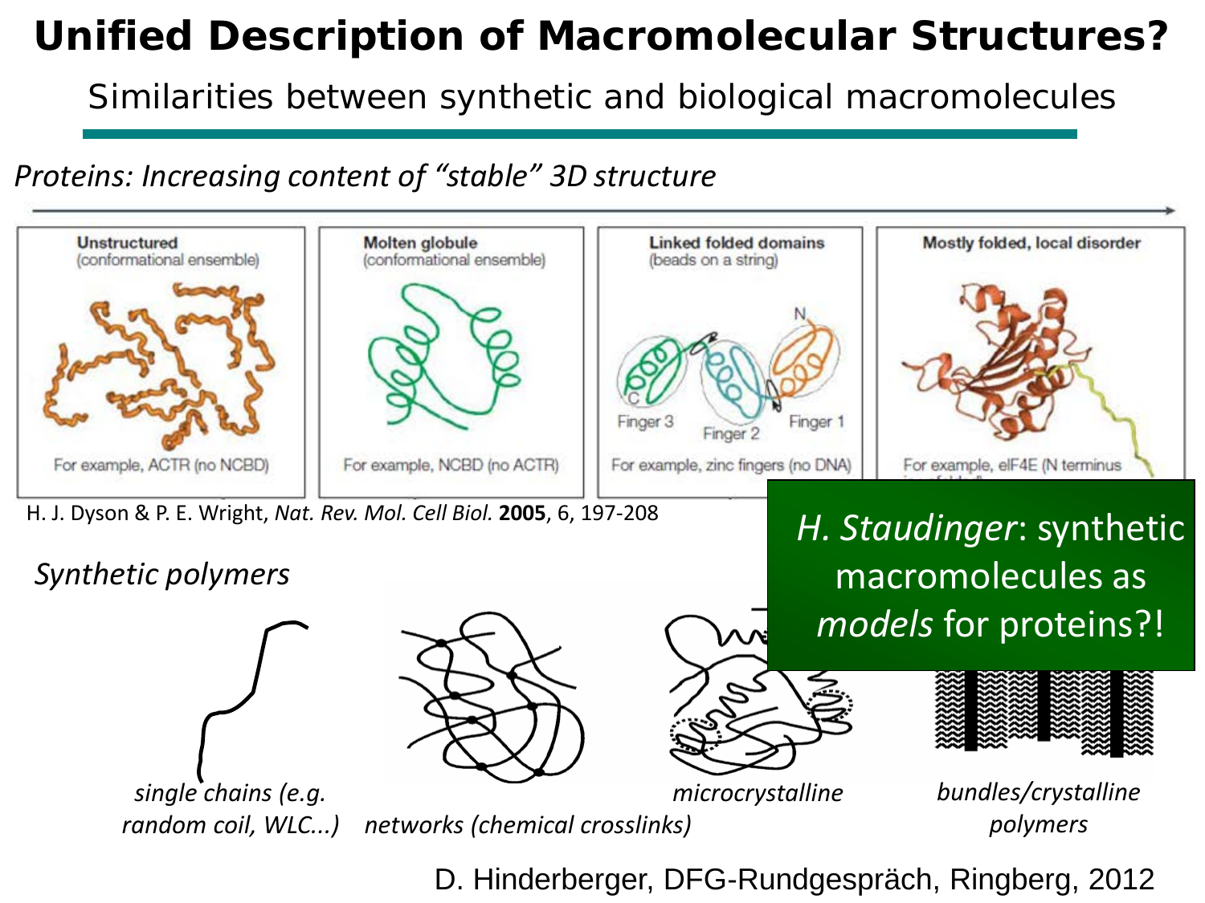# Unified Description of Macromolecular Structures?

Similarities between synthetic and biological macromolecules

*Proteins: Increasing content of "stable" 3D structure*

| Unstructured (conformational ensemble) | Molten globule (conformational ensemble) | Linked folded domains (beads on a string) | Mostly folded, local disorder |
| --- | --- | --- | --- |
| For example, ACTR (no NCBD) | For example, NCBD (no ACTR) | For example, zinc fingers (no DNA) | For example, eIF4E (N terminus |

H. J. Dyson & P. E. Wright, *Nat. Rev. Mol. Cell Biol.* **2005**, 6, 197-208

*H. Staudinger*: synthetic macromolecules as *models* for proteins?!

*Synthetic polymers*

*single chains (e.g. random coil, WLC...)*

*networks (chemical crosslinks)*

*microcrystalline*

*bundles/crystalline polymers*

D. Hinderberger, DFG-Rundgespräch, Ringberg, 2012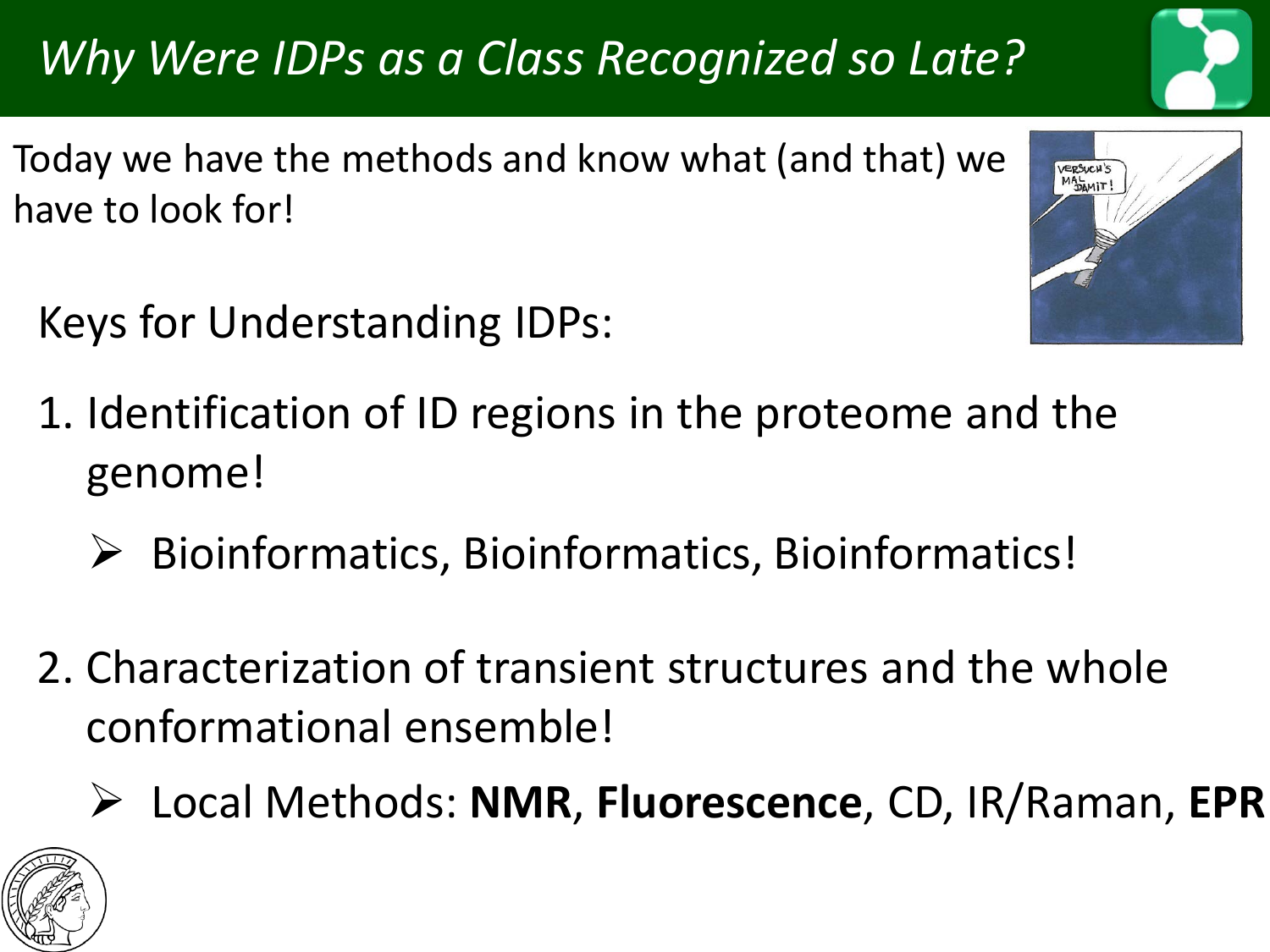# *Why Were IDPs as a Class Recognized so Late?*

Today we have the methods and know what (and that) we have to look for!

Keys for Understanding IDPs:

1. Identification of ID regions in the proteome and the genome!
   - ➢ Bioinformatics, Bioinformatics, Bioinformatics!

2. Characterization of transient structures and the whole conformational ensemble!
   - ➢ Local Methods: **NMR**, **Fluorescence**, CD, IR/Raman, **EPR**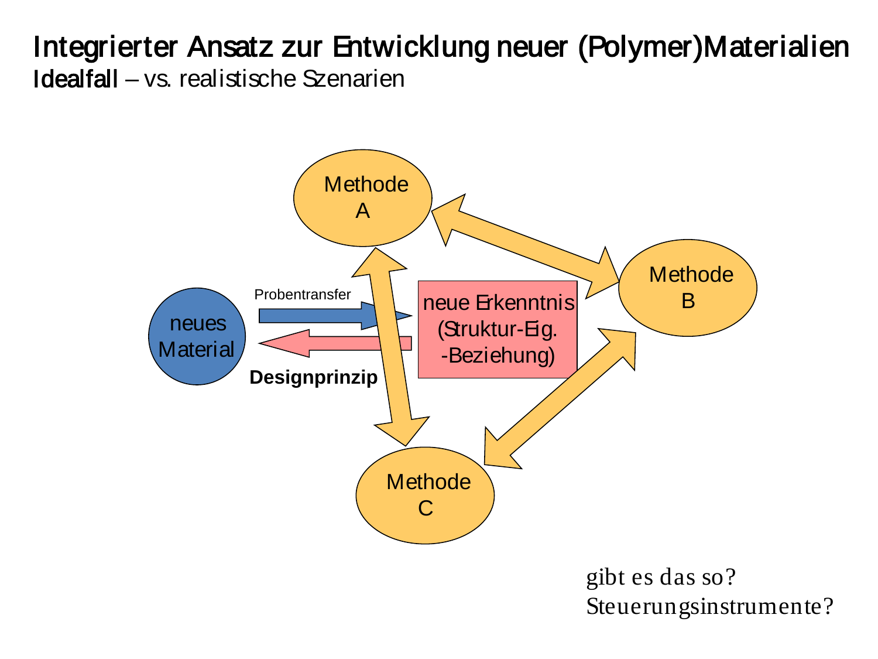# Integrierter Ansatz zur Entwicklung neuer (Polymer)Materialien

**Idealfall** – vs. realistische Szenarien

neues Material

Probentransfer

**Designprinzip**

neue Erkenntnis (Struktur-Eig. -Beziehung)

Methode A

Methode B

Methode C

gibt es das so?
Steuerungsinstrumente?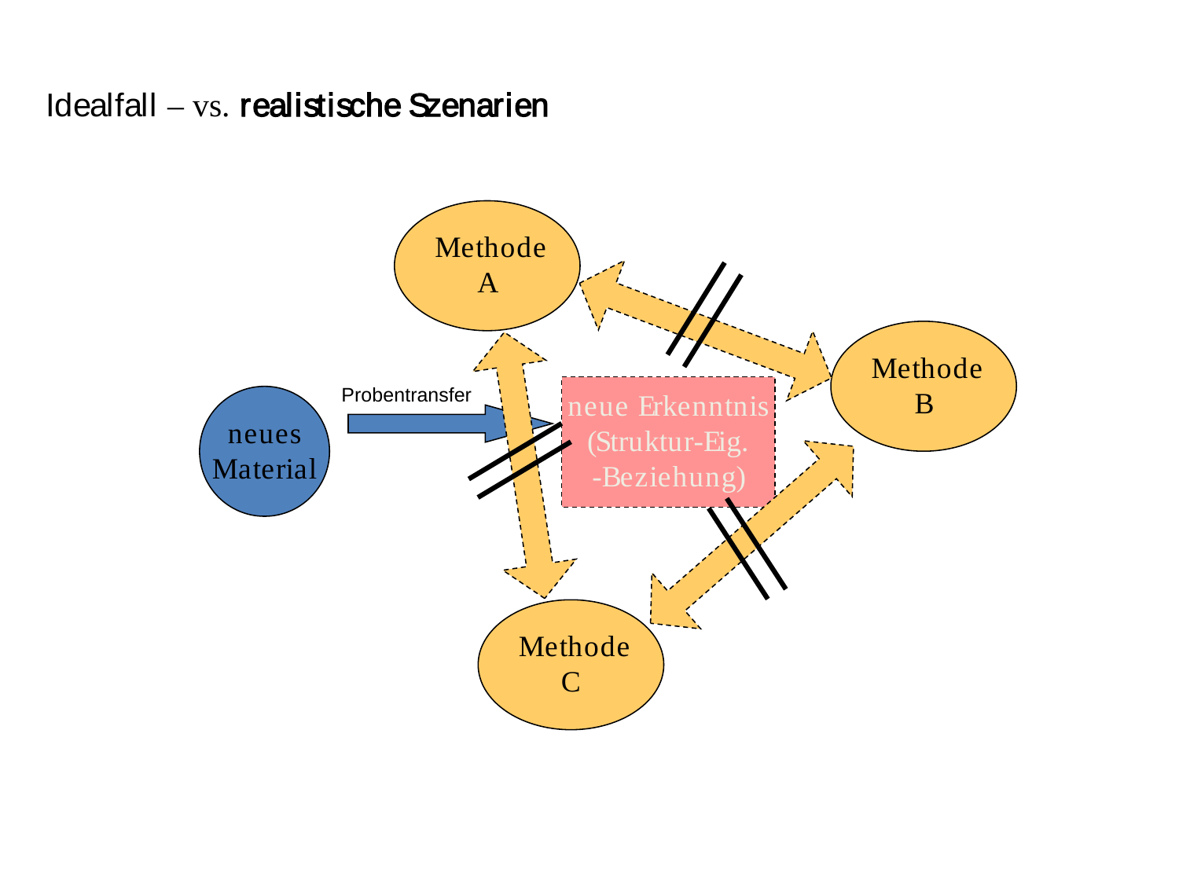# Idealfall – vs. **realistische Szenarien**

Methode A

Methode B

Methode C

neues Material

Probentransfer

neue Erkenntnis (Struktur-Eig. -Beziehung)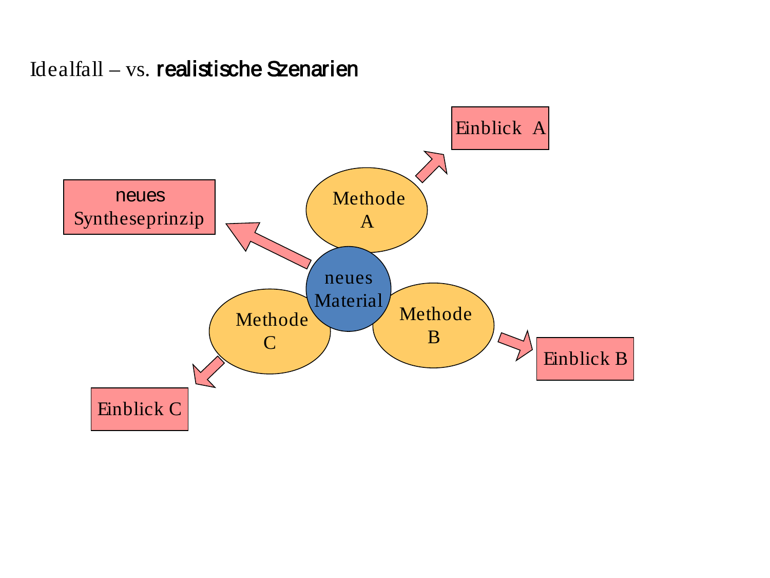# Idealfall – vs. **realistische Szenarien**

neues Syntheseprinzip

Einblick A

Methode A

neues Material

Methode B

Einblick B

Methode C

Einblick C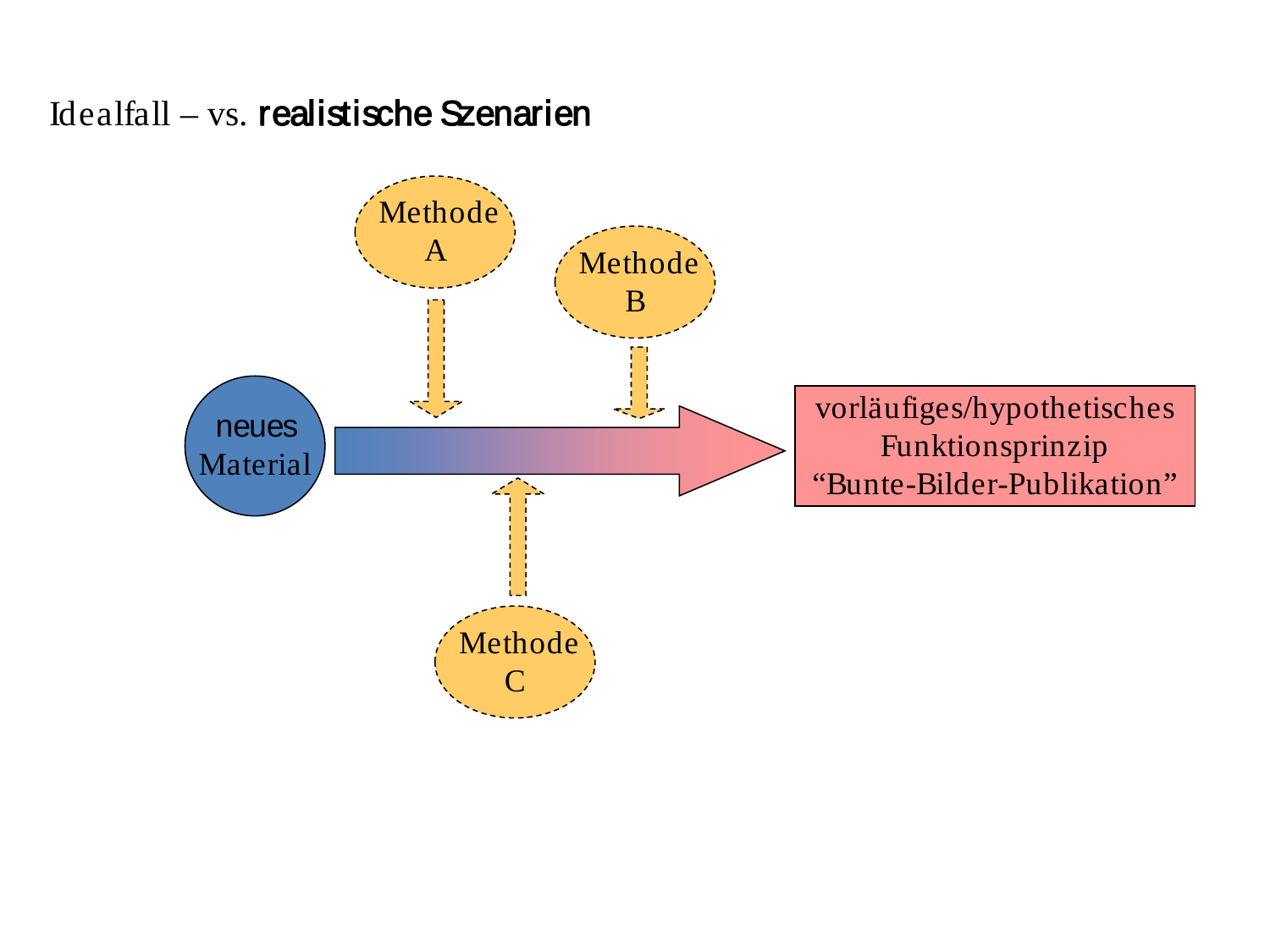# Idealfall – vs. **realistische Szenarien**

Methode A

Methode B

neues Material

vorläufiges/hypothetisches Funktionsprinzip “Bunte-Bilder-Publikation”

Methode C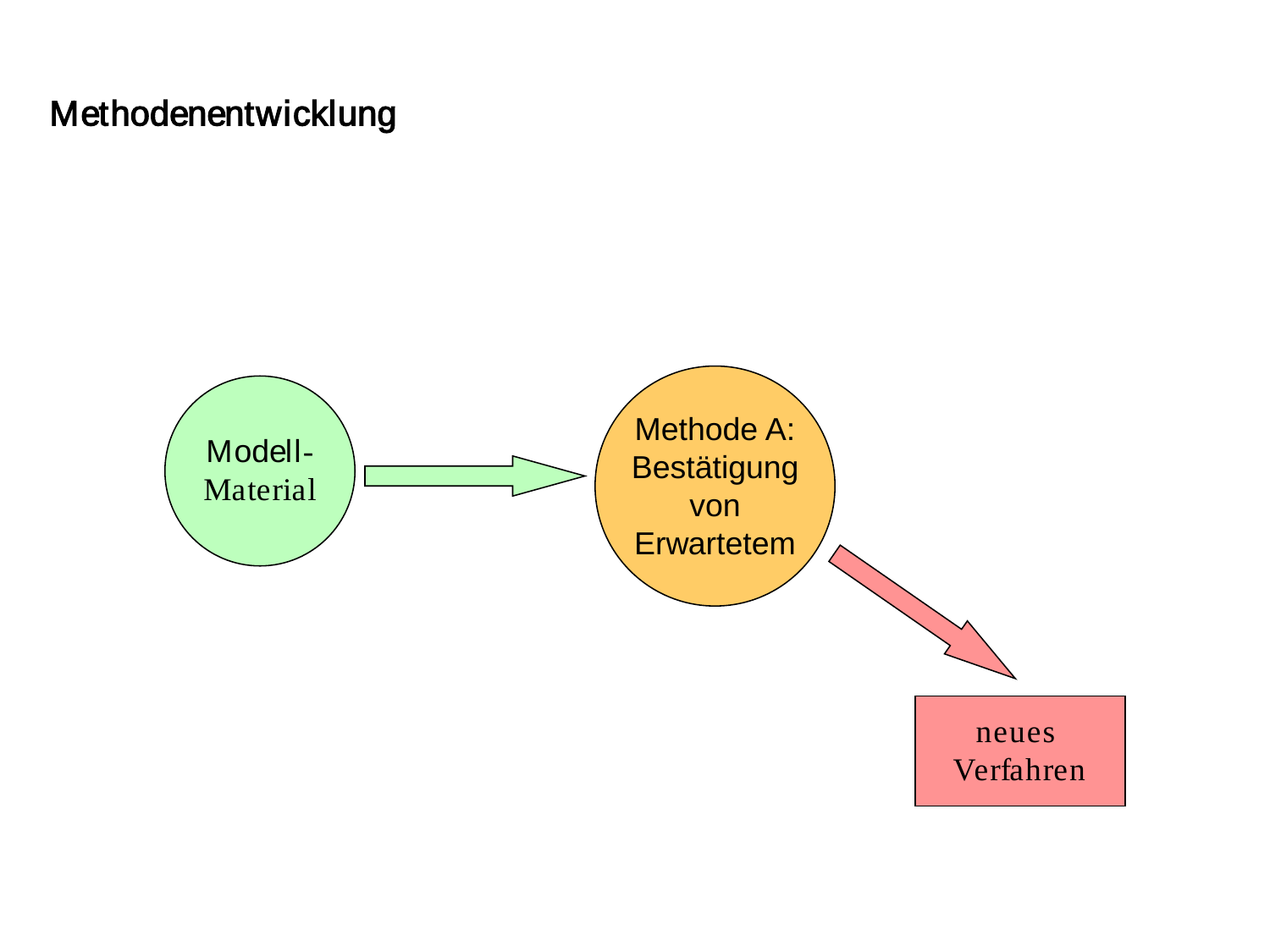# Methodenentwicklung

Modell-
Material

Methode A:
Bestätigung
von
Erwartetem

neues
Verfahren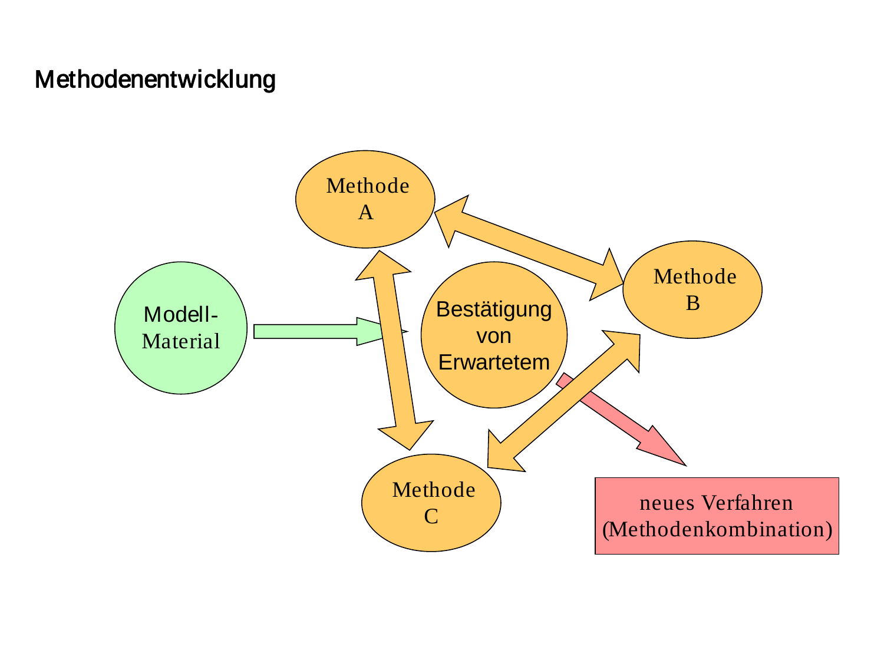# Methodenentwicklung

Methode A

Modell-Material

Bestätigung von Erwartetem

Methode B

Methode C

neues Verfahren (Methodenkombination)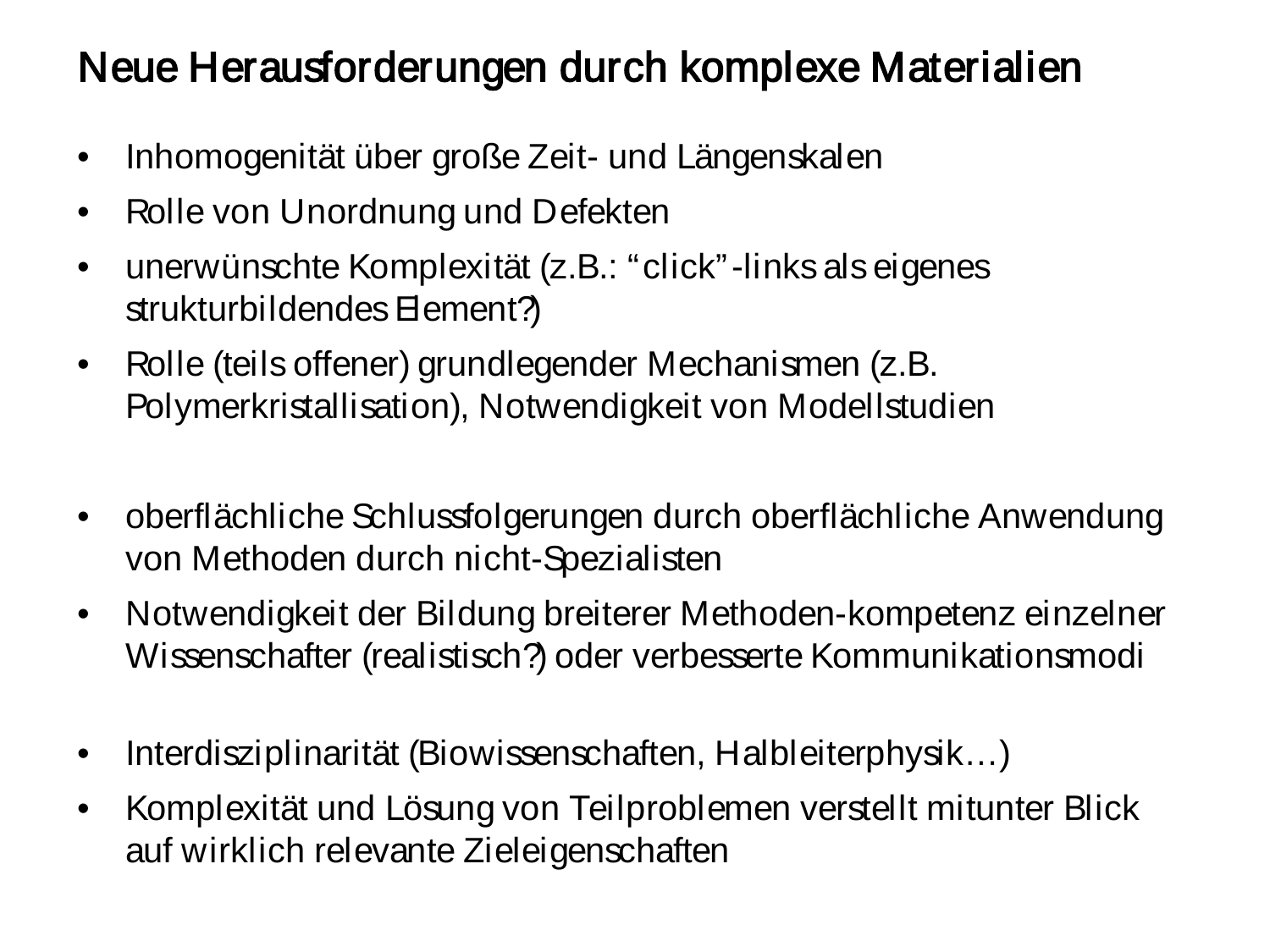# Neue Herausforderungen durch komplexe Materialien

- Inhomogenität über große Zeit- und Längenskalen
- Rolle von Unordnung und Defekten
- unerwünschte Komplexität (z.B.: "click"-links als eigenes strukturbildendes Element?)
- Rolle (teils offener) grundlegender Mechanismen (z.B. Polymerkristallisation), Notwendigkeit von Modellstudien

- oberflächliche Schlussfolgerungen durch oberflächliche Anwendung von Methoden durch nicht-Spezialisten
- Notwendigkeit der Bildung breiterer Methoden-kompetenz einzelner Wissenschafter (realistisch?) oder verbesserte Kommunikationsmodi

- Interdisziplinarität (Biowissenschaften, Halbleiterphysik…)
- Komplexität und Lösung von Teilproblemen verstellt mitunter Blick auf wirklich relevante Zieleigenschaften